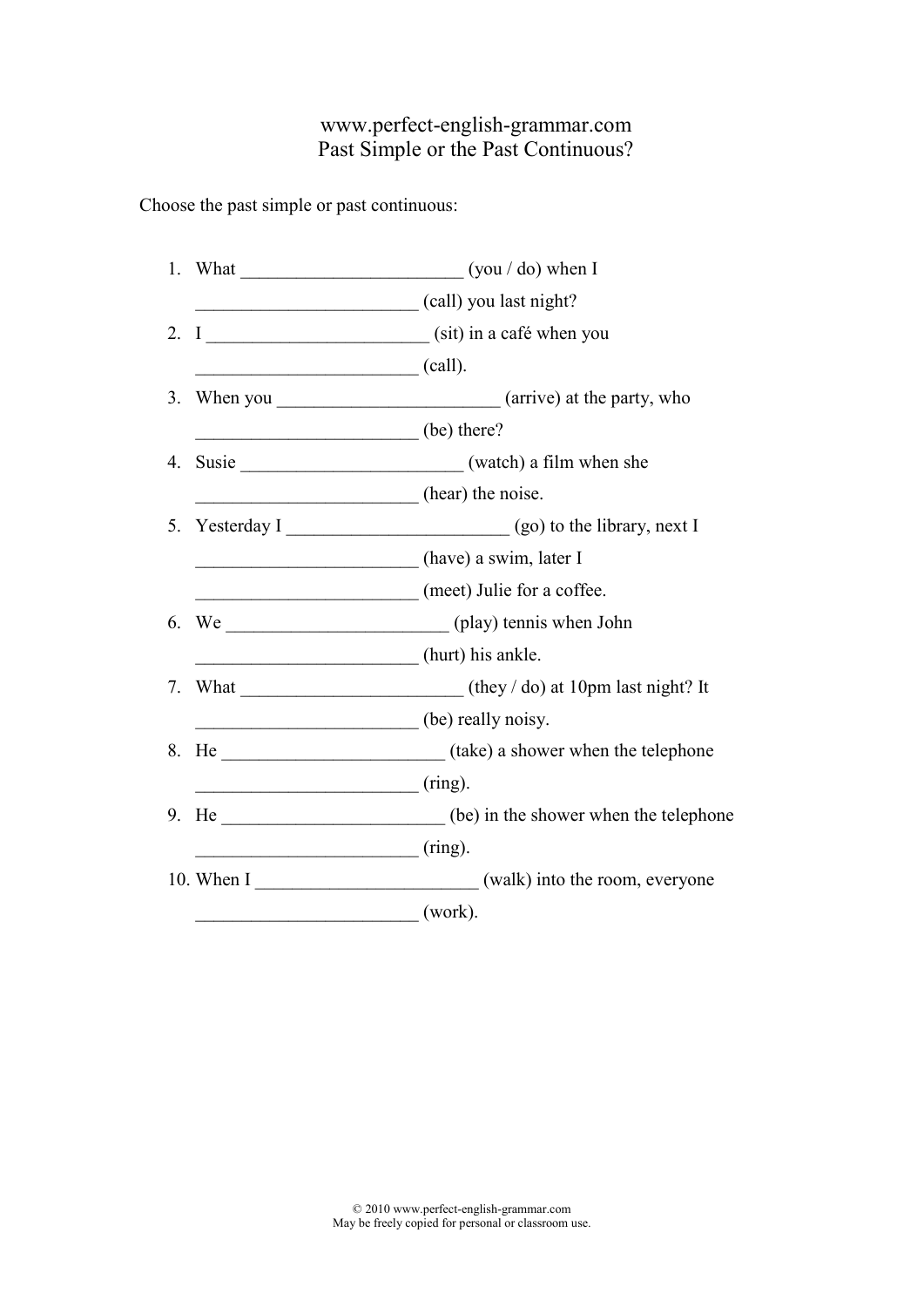www.perfect-english-grammar.com

# Past Simple or the Past Continuous?

Choose the past simple or past continuous:

1. What ________________________ (you / do) when I ________________________ (call) you last night?
2. I ________________________ (sit) in a café when you ________________________ (call).
3. When you ________________________ (arrive) at the party, who ________________________ (be) there?
4. Susie ________________________ (watch) a film when she ________________________ (hear) the noise.
5. Yesterday I ________________________ (go) to the library, next I ________________________ (have) a swim, later I ________________________ (meet) Julie for a coffee.
6. We ________________________ (play) tennis when John ________________________ (hurt) his ankle.
7. What ________________________ (they / do) at 10pm last night? It ________________________ (be) really noisy.
8. He ________________________ (take) a shower when the telephone ________________________ (ring).
9. He ________________________ (be) in the shower when the telephone ________________________ (ring).
10. When I ________________________ (walk) into the room, everyone ________________________ (work).

© 2010 www.perfect-english-grammar.com
May be freely copied for personal or classroom use.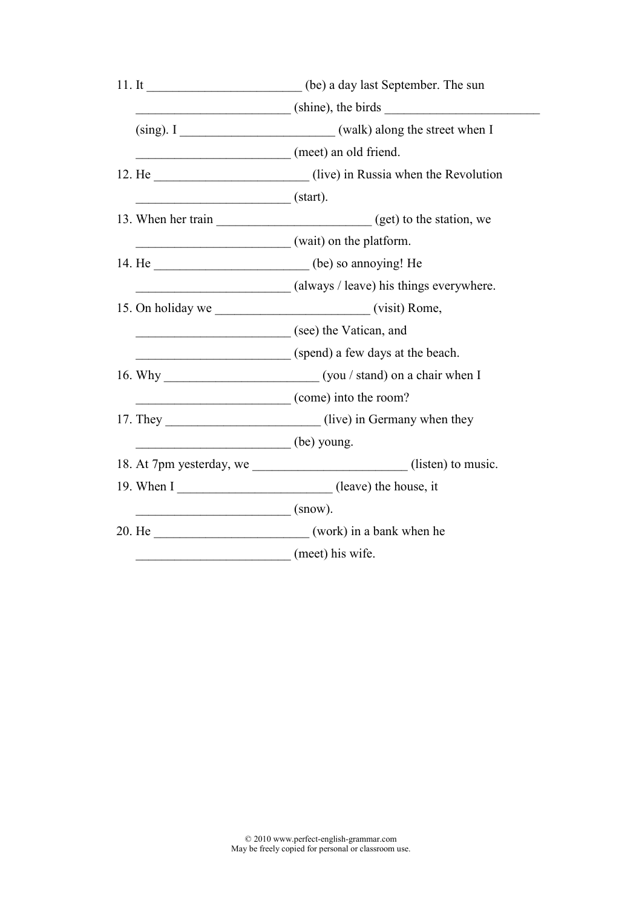11. It ________________________ (be) a day last September. The sun ________________________ (shine), the birds ________________________ (sing). I ________________________ (walk) along the street when I ________________________ (meet) an old friend.
12. He ________________________ (live) in Russia when the Revolution ________________________ (start).
13. When her train ________________________ (get) to the station, we ________________________ (wait) on the platform.
14. He ________________________ (be) so annoying! He ________________________ (always / leave) his things everywhere.
15. On holiday we ________________________ (visit) Rome, ________________________ (see) the Vatican, and ________________________ (spend) a few days at the beach.
16. Why ________________________ (you / stand) on a chair when I ________________________ (come) into the room?
17. They ________________________ (live) in Germany when they ________________________ (be) young.
18. At 7pm yesterday, we ________________________ (listen) to music.
19. When I ________________________ (leave) the house, it ________________________ (snow).
20. He ________________________ (work) in a bank when he ________________________ (meet) his wife.

© 2010 www.perfect-english-grammar.com
May be freely copied for personal or classroom use.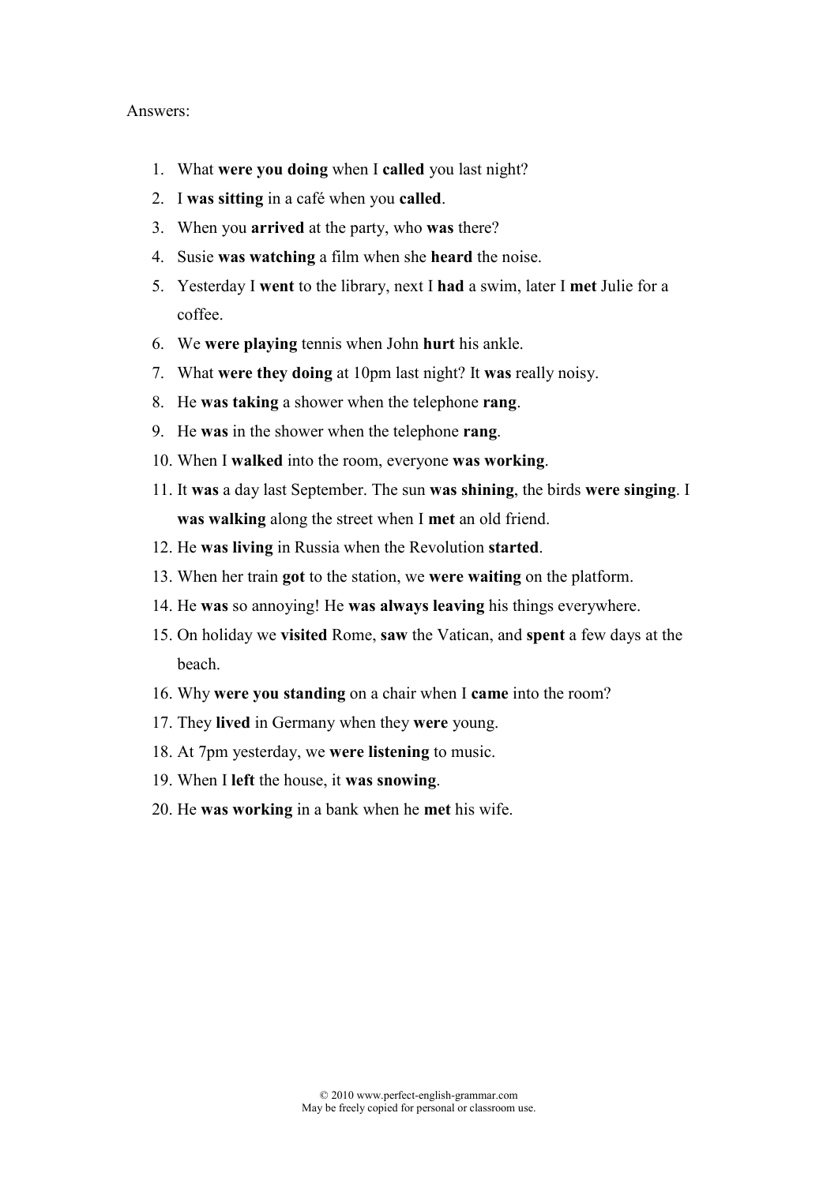Answers:

1. What **were you doing** when I **called** you last night?
2. I **was sitting** in a café when you **called**.
3. When you **arrived** at the party, who **was** there?
4. Susie **was watching** a film when she **heard** the noise.
5. Yesterday I **went** to the library, next I **had** a swim, later I **met** Julie for a coffee.
6. We **were playing** tennis when John **hurt** his ankle.
7. What **were they doing** at 10pm last night? It **was** really noisy.
8. He **was taking** a shower when the telephone **rang**.
9. He **was** in the shower when the telephone **rang**.
10. When I **walked** into the room, everyone **was working**.
11. It **was** a day last September. The sun **was shining**, the birds **were singing**. I **was walking** along the street when I **met** an old friend.
12. He **was living** in Russia when the Revolution **started**.
13. When her train **got** to the station, we **were waiting** on the platform.
14. He **was** so annoying! He **was always leaving** his things everywhere.
15. On holiday we **visited** Rome, **saw** the Vatican, and **spent** a few days at the beach.
16. Why **were you standing** on a chair when I **came** into the room?
17. They **lived** in Germany when they **were** young.
18. At 7pm yesterday, we **were listening** to music.
19. When I **left** the house, it **was snowing**.
20. He **was working** in a bank when he **met** his wife.

© 2010 www.perfect-english-grammar.com
May be freely copied for personal or classroom use.